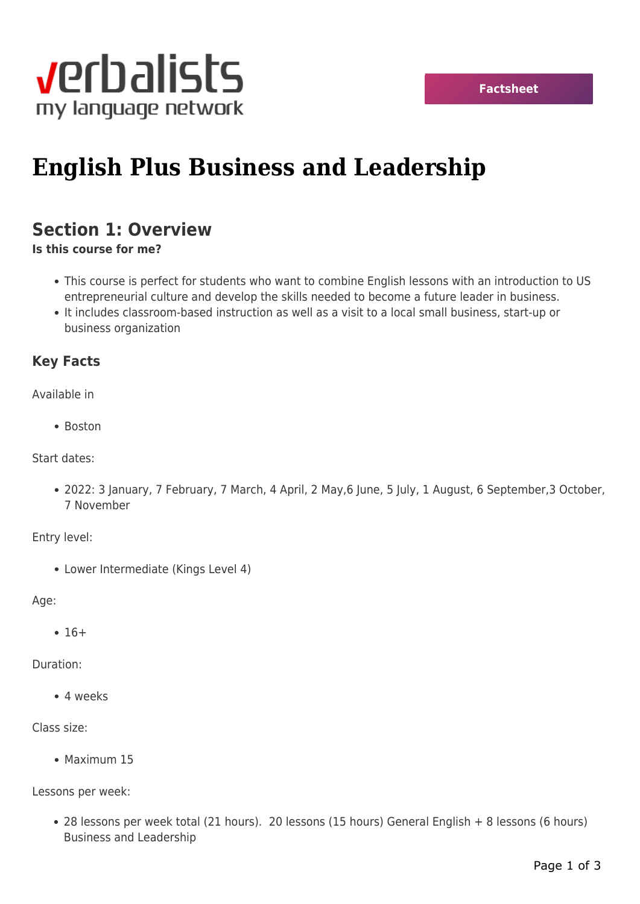verbalists
my language network

Factsheet

# English Plus Business and Leadership

## Section 1: Overview

**Is this course for me?**

- This course is perfect for students who want to combine English lessons with an introduction to US entrepreneurial culture and develop the skills needed to become a future leader in business.
- It includes classroom-based instruction as well as a visit to a local small business, start-up or business organization

### Key Facts

Available in

- Boston

Start dates:

- 2022: 3 January, 7 February, 7 March, 4 April, 2 May,6 June, 5 July, 1 August, 6 September,3 October, 7 November

Entry level:

- Lower Intermediate (Kings Level 4)

Age:

- 16+

Duration:

- 4 weeks

Class size:

- Maximum 15

Lessons per week:

- 28 lessons per week total (21 hours). 20 lessons (15 hours) General English + 8 lessons (6 hours) Business and Leadership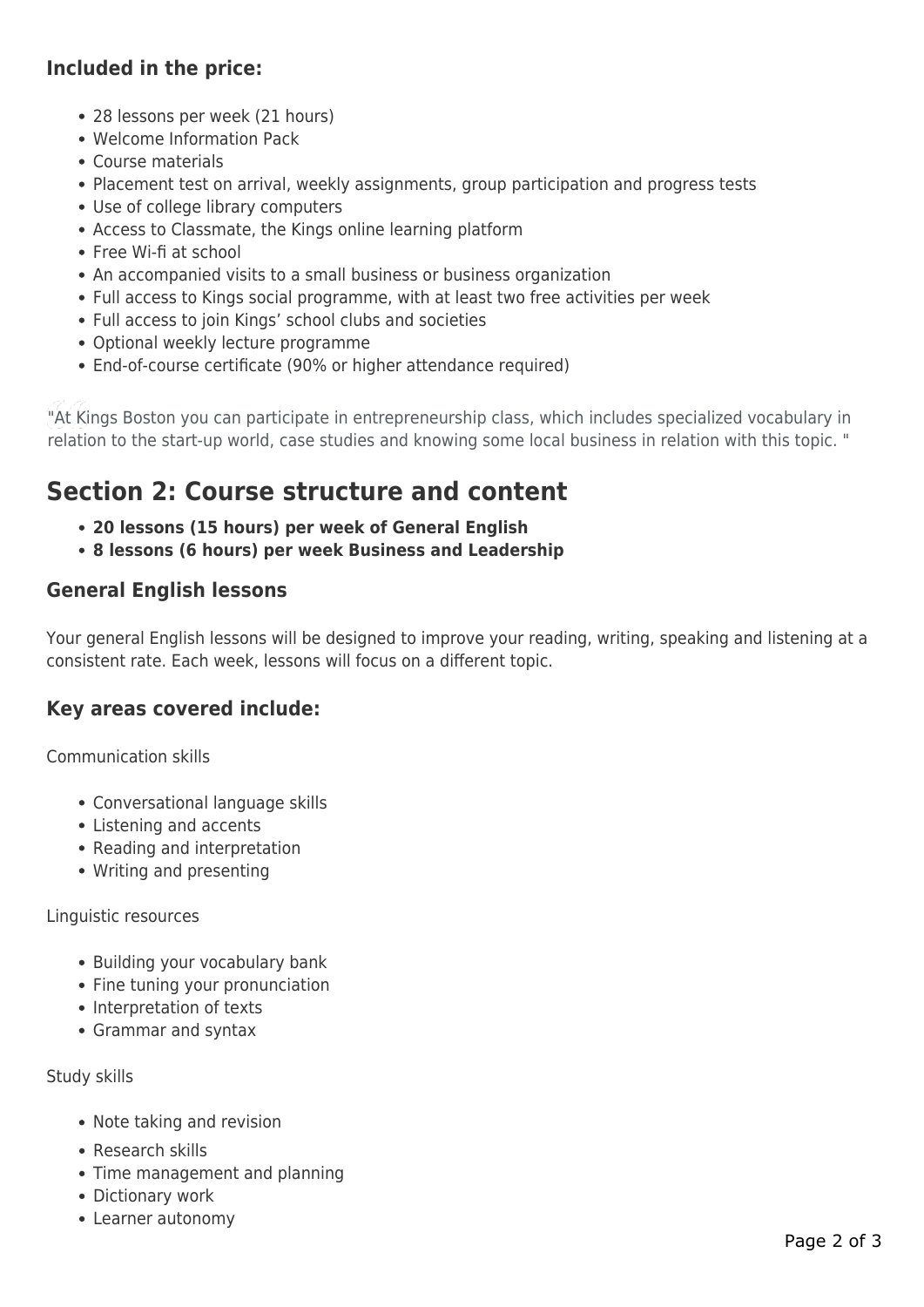### Included in the price:

- 28 lessons per week (21 hours)
- Welcome Information Pack
- Course materials
- Placement test on arrival, weekly assignments, group participation and progress tests
- Use of college library computers
- Access to Classmate, the Kings online learning platform
- Free Wi-fi at school
- An accompanied visits to a small business or business organization
- Full access to Kings social programme, with at least two free activities per week
- Full access to join Kings' school clubs and societies
- Optional weekly lecture programme
- End-of-course certificate (90% or higher attendance required)

"At Kings Boston you can participate in entrepreneurship class, which includes specialized vocabulary in relation to the start-up world, case studies and knowing some local business in relation with this topic. "

## Section 2: Course structure and content

- **20 lessons (15 hours) per week of General English**
- **8 lessons (6 hours) per week Business and Leadership**

### General English lessons

Your general English lessons will be designed to improve your reading, writing, speaking and listening at a consistent rate. Each week, lessons will focus on a different topic.

### Key areas covered include:

Communication skills

- Conversational language skills
- Listening and accents
- Reading and interpretation
- Writing and presenting

Linguistic resources

- Building your vocabulary bank
- Fine tuning your pronunciation
- Interpretation of texts
- Grammar and syntax

Study skills

- Note taking and revision
- Research skills
- Time management and planning
- Dictionary work
- Learner autonomy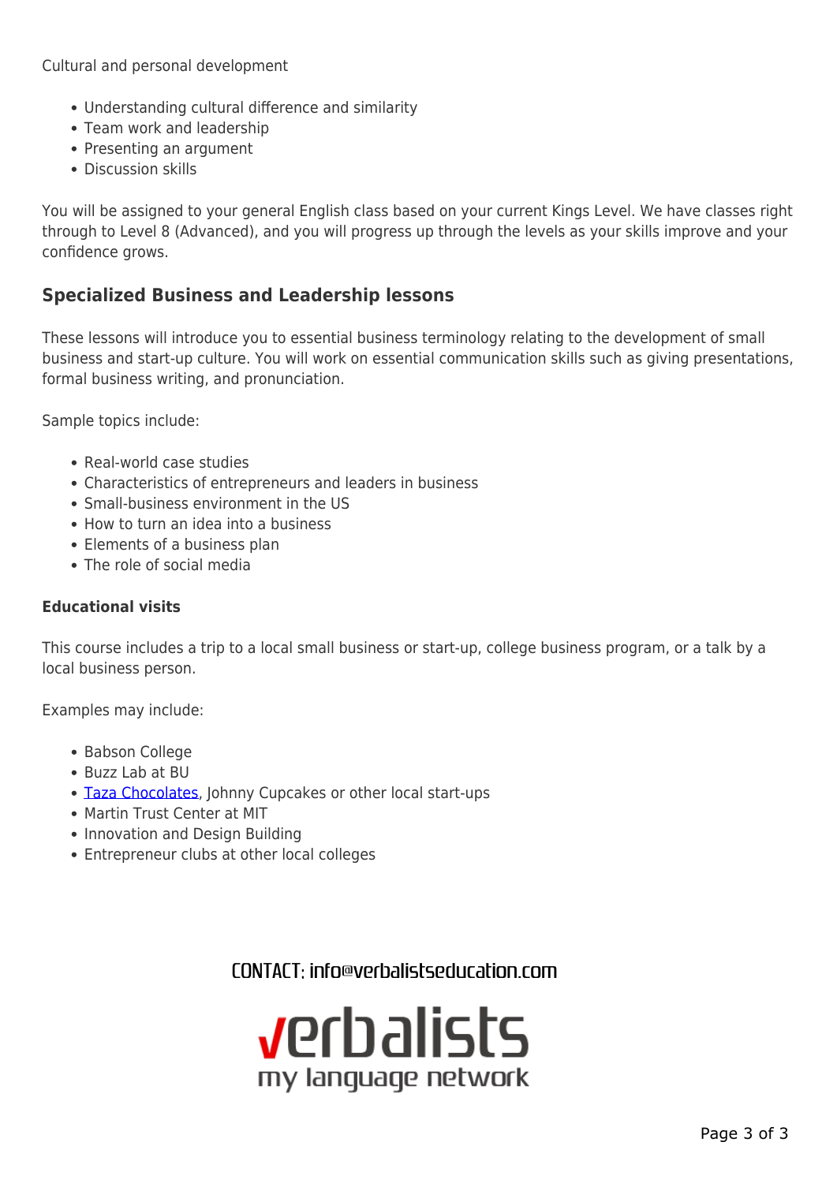Cultural and personal development

- Understanding cultural difference and similarity
- Team work and leadership
- Presenting an argument
- Discussion skills

You will be assigned to your general English class based on your current Kings Level. We have classes right through to Level 8 (Advanced), and you will progress up through the levels as your skills improve and your confidence grows.

## Specialized Business and Leadership lessons

These lessons will introduce you to essential business terminology relating to the development of small business and start-up culture. You will work on essential communication skills such as giving presentations, formal business writing, and pronunciation.

Sample topics include:

- Real-world case studies
- Characteristics of entrepreneurs and leaders in business
- Small-business environment in the US
- How to turn an idea into a business
- Elements of a business plan
- The role of social media

### Educational visits

This course includes a trip to a local small business or start-up, college business program, or a talk by a local business person.

Examples may include:

- Babson College
- Buzz Lab at BU
- Taza Chocolates, Johnny Cupcakes or other local start-ups
- Martin Trust Center at MIT
- Innovation and Design Building
- Entrepreneur clubs at other local colleges

CONTACT: info@verbalistseducation.com

verbalists
my language network